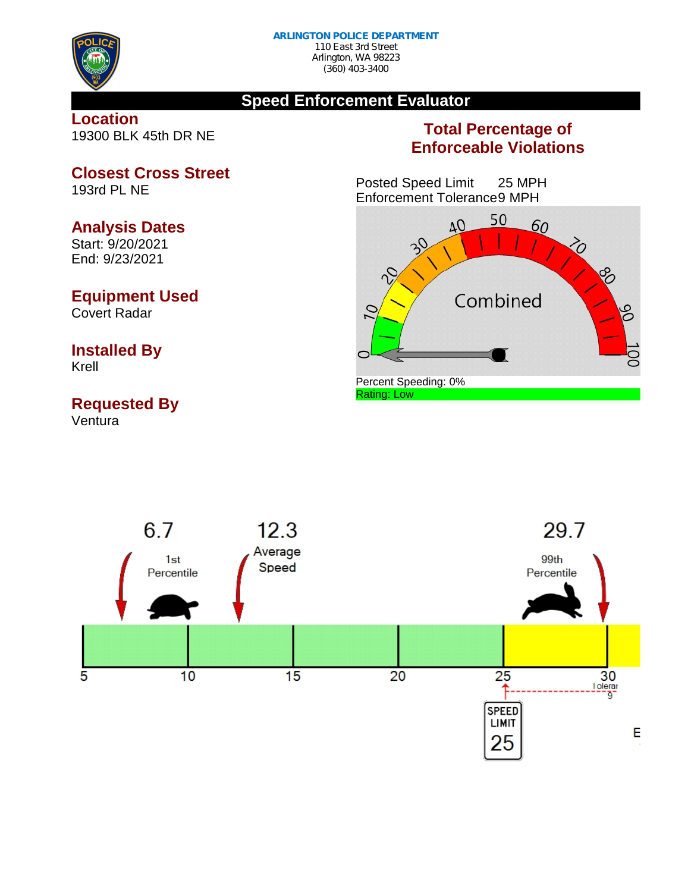**ARLINGTON POLICE DEPARTMENT**
110 East 3rd Street
Arlington, WA 98223
(360) 403-3400

# Speed Enforcement Evaluator

## Location
19300 BLK 45th DR NE

## Closest Cross Street
193rd PL NE

## Analysis Dates
Start: 9/20/2021
End: 9/23/2021

## Equipment Used
Covert Radar

## Installed By
Krell

## Requested By
Ventura

## Total Percentage of Enforceable Violations

Posted Speed Limit 25 MPH
Enforcement Tolerance 9 MPH

Combined

Percent Speeding: 0%
Rating: Low

6.7 1st Percentile

12.3 Average Speed

29.7 99th Percentile

5 10 15 20 25 30

Tolerance 9

SPEED LIMIT 25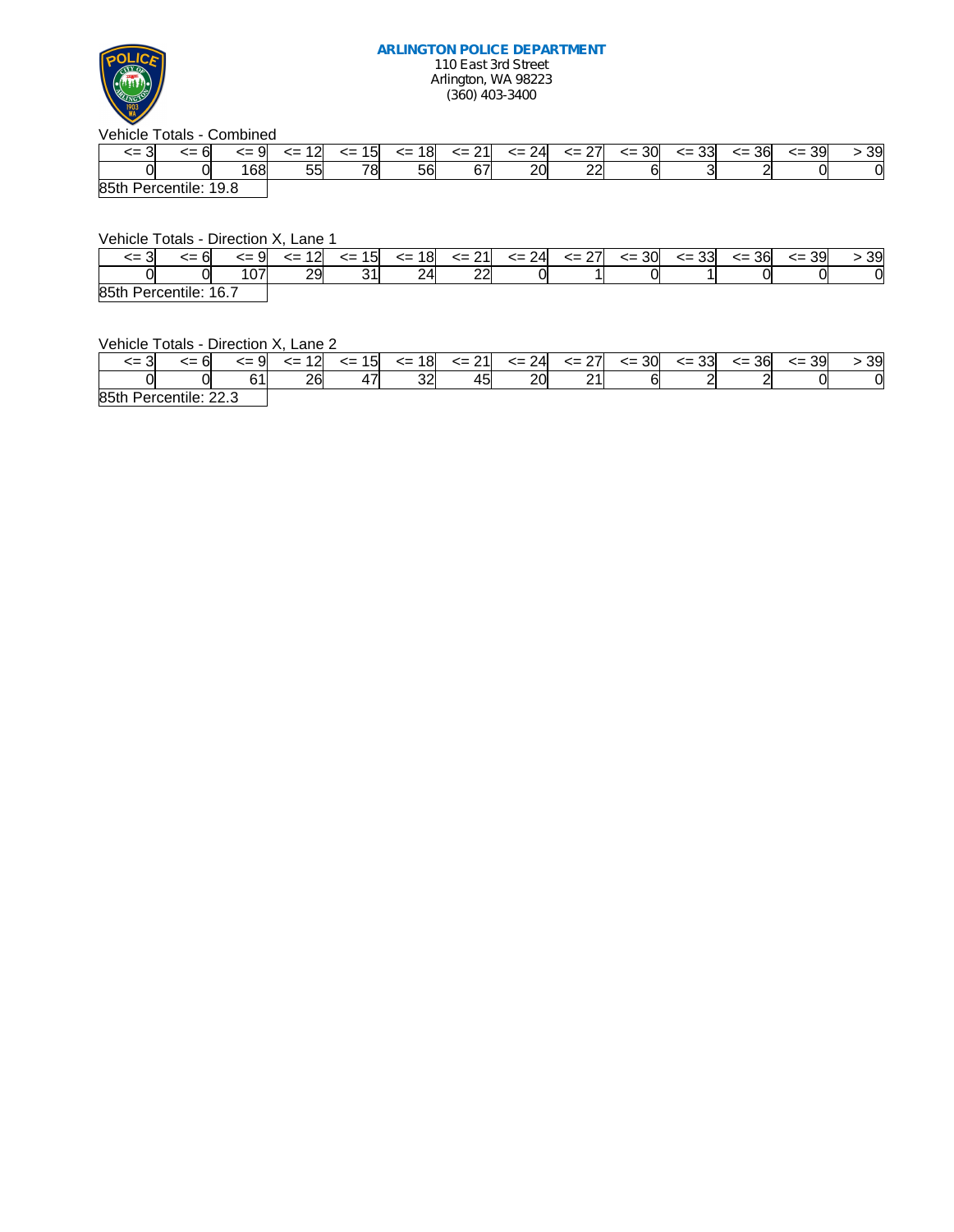**ARLINGTON POLICE DEPARTMENT**
110 East 3rd Street
Arlington, WA 98223
(360) 403-3400

Vehicle Totals - Combined

| <= 3 | <= 6 | <= 9 | <= 12 | <= 15 | <= 18 | <= 21 | <= 24 | <= 27 | <= 30 | <= 33 | <= 36 | <= 39 | > 39 |
|---|---|---|---|---|---|---|---|---|---|---|---|---|---|
| 0 | 0 | 168 | 55 | 78 | 56 | 67 | 20 | 22 | 6 | 3 | 2 | 0 | 0 |

85th Percentile: 19.8

Vehicle Totals - Direction X, Lane 1

| <= 3 | <= 6 | <= 9 | <= 12 | <= 15 | <= 18 | <= 21 | <= 24 | <= 27 | <= 30 | <= 33 | <= 36 | <= 39 | > 39 |
|---|---|---|---|---|---|---|---|---|---|---|---|---|---|
| 0 | 0 | 107 | 29 | 31 | 24 | 22 | 0 | 1 | 0 | 1 | 0 | 0 | 0 |

85th Percentile: 16.7

Vehicle Totals - Direction X, Lane 2

| <= 3 | <= 6 | <= 9 | <= 12 | <= 15 | <= 18 | <= 21 | <= 24 | <= 27 | <= 30 | <= 33 | <= 36 | <= 39 | > 39 |
|---|---|---|---|---|---|---|---|---|---|---|---|---|---|
| 0 | 0 | 61 | 26 | 47 | 32 | 45 | 20 | 21 | 6 | 2 | 2 | 0 | 0 |

85th Percentile: 22.3